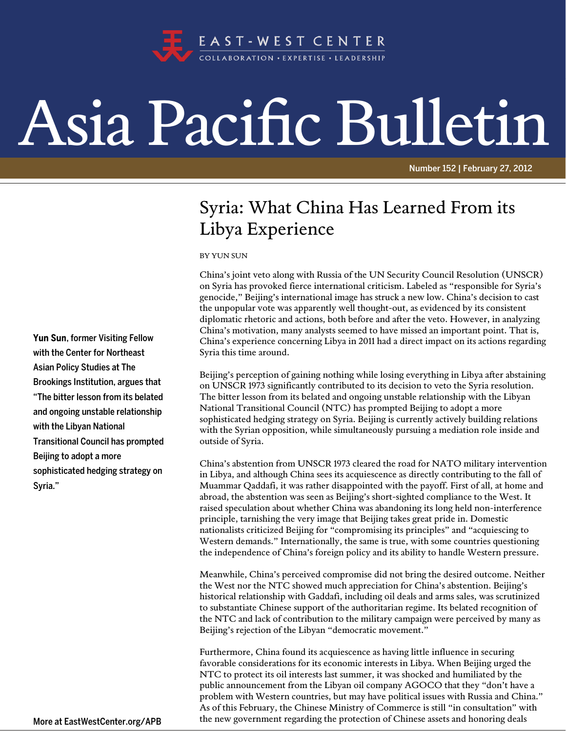EAST-WEST CENTER

COLLABORATION • EXPERTISE • LEADERSHIP

# Asia Pacific Bulletin

Number 152 | February 27, 2012

## Syria: What China Has Learned From its Libya Experience

BY YUN SUN

**Yun Sun**, former Visiting Fellow with the Center for Northeast Asian Policy Studies at The Brookings Institution, argues that "The bitter lesson from its belated and ongoing unstable relationship with the Libyan National Transitional Council has prompted Beijing to adopt a more sophisticated hedging strategy on Syria."

China's joint veto along with Russia of the UN Security Council Resolution (UNSCR) on Syria has provoked fierce international criticism. Labeled as "responsible for Syria's genocide," Beijing's international image has struck a new low. China's decision to cast the unpopular vote was apparently well thought-out, as evidenced by its consistent diplomatic rhetoric and actions, both before and after the veto. However, in analyzing China's motivation, many analysts seemed to have missed an important point. That is, China's experience concerning Libya in 2011 had a direct impact on its actions regarding Syria this time around.

Beijing's perception of gaining nothing while losing everything in Libya after abstaining on UNSCR 1973 significantly contributed to its decision to veto the Syria resolution. The bitter lesson from its belated and ongoing unstable relationship with the Libyan National Transitional Council (NTC) has prompted Beijing to adopt a more sophisticated hedging strategy on Syria. Beijing is currently actively building relations with the Syrian opposition, while simultaneously pursuing a mediation role inside and outside of Syria.

China's abstention from UNSCR 1973 cleared the road for NATO military intervention in Libya, and although China sees its acquiescence as directly contributing to the fall of Muammar Qaddafi, it was rather disappointed with the payoff. First of all, at home and abroad, the abstention was seen as Beijing's short-sighted compliance to the West. It raised speculation about whether China was abandoning its long held non-interference principle, tarnishing the very image that Beijing takes great pride in. Domestic nationalists criticized Beijing for "compromising its principles" and "acquiescing to Western demands." Internationally, the same is true, with some countries questioning the independence of China's foreign policy and its ability to handle Western pressure.

Meanwhile, China's perceived compromise did not bring the desired outcome. Neither the West nor the NTC showed much appreciation for China's abstention. Beijing's historical relationship with Gaddafi, including oil deals and arms sales, was scrutinized to substantiate Chinese support of the authoritarian regime. Its belated recognition of the NTC and lack of contribution to the military campaign were perceived by many as Beijing's rejection of the Libyan "democratic movement."

Furthermore, China found its acquiescence as having little influence in securing favorable considerations for its economic interests in Libya. When Beijing urged the NTC to protect its oil interests last summer, it was shocked and humiliated by the public announcement from the Libyan oil company AGOCO that they "don't have a problem with Western countries, but may have political issues with Russia and China." As of this February, the Chinese Ministry of Commerce is still "in consultation" with the new government regarding the protection of Chinese assets and honoring deals

More at EastWestCenter.org/APB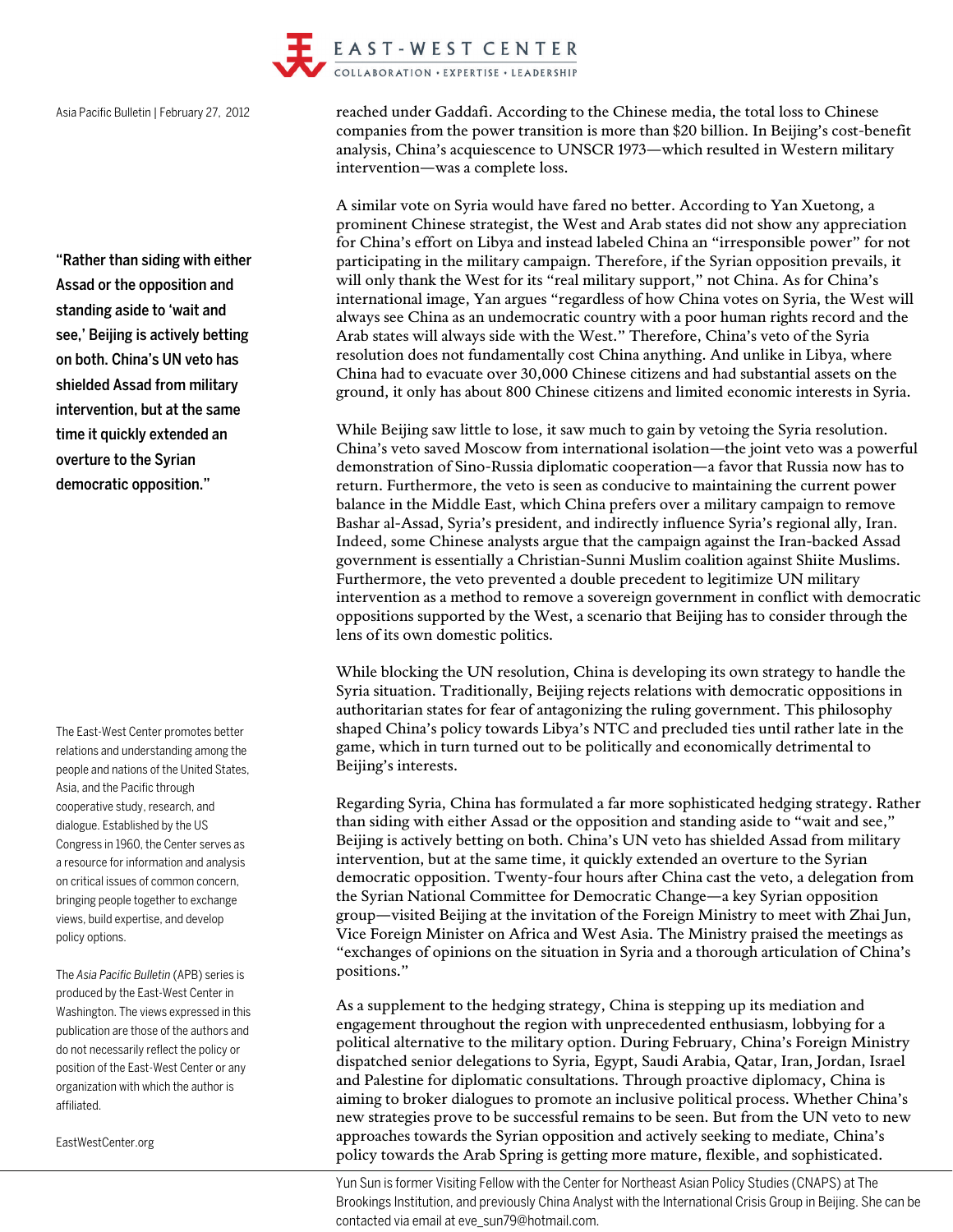reached under Gaddafi. According to the Chinese media, the total loss to Chinese companies from the power transition is more than $20 billion. In Beijing's cost-benefit analysis, China's acquiescence to UNSCR 1973—which resulted in Western military intervention—was a complete loss.

A similar vote on Syria would have fared no better. According to Yan Xuetong, a prominent Chinese strategist, the West and Arab states did not show any appreciation for China's effort on Libya and instead labeled China an "irresponsible power" for not participating in the military campaign. Therefore, if the Syrian opposition prevails, it will only thank the West for its "real military support," not China. As for China's international image, Yan argues "regardless of how China votes on Syria, the West will always see China as an undemocratic country with a poor human rights record and the Arab states will always side with the West." Therefore, China's veto of the Syria resolution does not fundamentally cost China anything. And unlike in Libya, where China had to evacuate over 30,000 Chinese citizens and had substantial assets on the ground, it only has about 800 Chinese citizens and limited economic interests in Syria.

**"Rather than siding with either Assad or the opposition and standing aside to 'wait and see,' Beijing is actively betting on both. China's UN veto has shielded Assad from military intervention, but at the same time it quickly extended an overture to the Syrian democratic opposition."**

While Beijing saw little to lose, it saw much to gain by vetoing the Syria resolution. China's veto saved Moscow from international isolation—the joint veto was a powerful demonstration of Sino-Russia diplomatic cooperation—a favor that Russia now has to return. Furthermore, the veto is seen as conducive to maintaining the current power balance in the Middle East, which China prefers over a military campaign to remove Bashar al-Assad, Syria's president, and indirectly influence Syria's regional ally, Iran. Indeed, some Chinese analysts argue that the campaign against the Iran-backed Assad government is essentially a Christian-Sunni Muslim coalition against Shiite Muslims. Furthermore, the veto prevented a double precedent to legitimize UN military intervention as a method to remove a sovereign government in conflict with democratic oppositions supported by the West, a scenario that Beijing has to consider through the lens of its own domestic politics.

While blocking the UN resolution, China is developing its own strategy to handle the Syria situation. Traditionally, Beijing rejects relations with democratic oppositions in authoritarian states for fear of antagonizing the ruling government. This philosophy shaped China's policy towards Libya's NTC and precluded ties until rather late in the game, which in turn turned out to be politically and economically detrimental to Beijing's interests.

Regarding Syria, China has formulated a far more sophisticated hedging strategy. Rather than siding with either Assad or the opposition and standing aside to "wait and see," Beijing is actively betting on both. China's UN veto has shielded Assad from military intervention, but at the same time, it quickly extended an overture to the Syrian democratic opposition. Twenty-four hours after China cast the veto, a delegation from the Syrian National Committee for Democratic Change—a key Syrian opposition group—visited Beijing at the invitation of the Foreign Ministry to meet with Zhai Jun, Vice Foreign Minister on Africa and West Asia. The Ministry praised the meetings as "exchanges of opinions on the situation in Syria and a thorough articulation of China's positions."

As a supplement to the hedging strategy, China is stepping up its mediation and engagement throughout the region with unprecedented enthusiasm, lobbying for a political alternative to the military option. During February, China's Foreign Ministry dispatched senior delegations to Syria, Egypt, Saudi Arabia, Qatar, Iran, Jordan, Israel and Palestine for diplomatic consultations. Through proactive diplomacy, China is aiming to broker dialogues to promote an inclusive political process. Whether China's new strategies prove to be successful remains to be seen. But from the UN veto to new approaches towards the Syrian opposition and actively seeking to mediate, China's policy towards the Arab Spring is getting more mature, flexible, and sophisticated.

Yun Sun is former Visiting Fellow with the Center for Northeast Asian Policy Studies (CNAPS) at The Brookings Institution, and previously China Analyst with the International Crisis Group in Beijing. She can be contacted via email at eve_sun79@hotmail.com.

The East-West Center promotes better relations and understanding among the people and nations of the United States, Asia, and the Pacific through cooperative study, research, and dialogue. Established by the US Congress in 1960, the Center serves as a resource for information and analysis on critical issues of common concern, bringing people together to exchange views, build expertise, and develop policy options.

The *Asia Pacific Bulletin* (APB) series is produced by the East-West Center in Washington. The views expressed in this publication are those of the authors and do not necessarily reflect the policy or position of the East-West Center or any organization with which the author is affiliated.

EastWestCenter.org